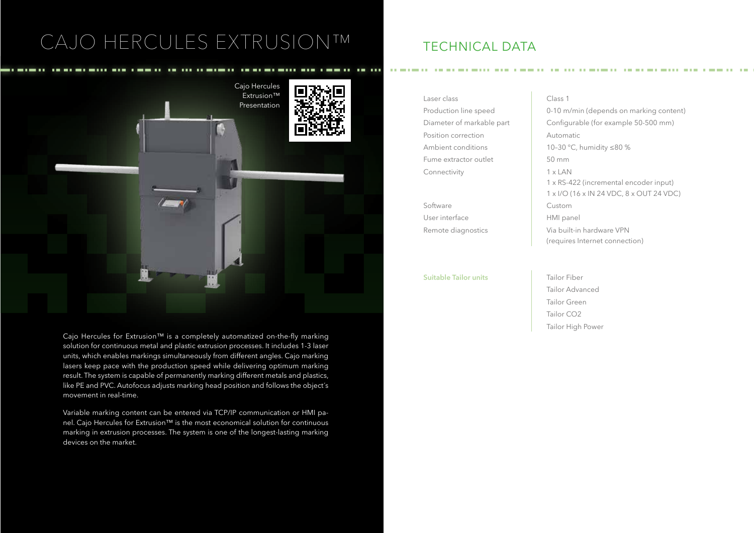# CAJO HERCULES EXTRUSION™

Cajo Hercules Extrusion™ Presentation

Cajo Hercules for Extrusion™ is a completely automatized on-the-fly marking solution for continuous metal and plastic extrusion processes. It includes 1-3 laser units, which enables markings simultaneously from different angles. Cajo marking lasers keep pace with the production speed while delivering optimum marking result. The system is capable of permanently marking different metals and plastics, like PE and PVC. Autofocus adjusts marking head position and follows the object´s movement in real-time.

Variable marking content can be entered via TCP/IP communication or HMI panel. Cajo Hercules for Extrusion™ is the most economical solution for continuous marking in extrusion processes. The system is one of the longest-lasting marking devices on the market.

## TECHNICAL DATA

| | |
|---|---|
| Laser class | Class 1 |
| Production line speed | 0-10 m/min (depends on marking content) |
| Diameter of markable part | Configurable (for example 50-500 mm) |
| Position correction | Automatic |
| Ambient conditions | 10–30 °C, humidity ≤80 % |
| Fume extractor outlet | 50 mm |
| Connectivity | 1 x LAN<br>1 x RS-422 (incremental encoder input)<br>1 x I/O (16 x IN 24 VDC, 8 x OUT 24 VDC) |
| Software | Custom |
| User interface | HMI panel |
| Remote diagnostics | Via built-in hardware VPN (requires Internet connection) |

**Suitable Tailor units**

- Tailor Fiber
- Tailor Advanced
- Tailor Green
- Tailor CO2
- Tailor High Power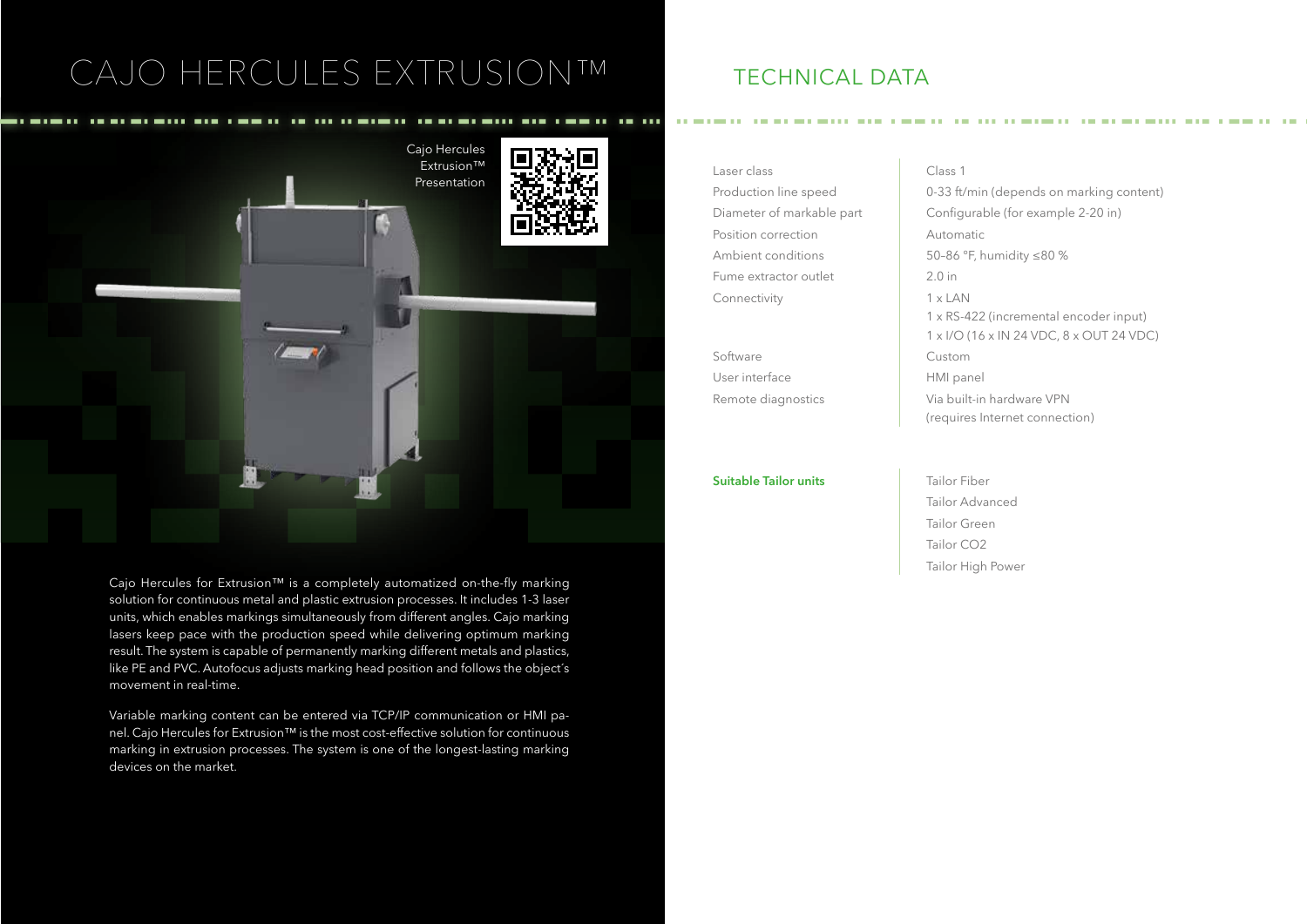# CAJO HERCULES EXTRUSION™

Cajo Hercules Extrusion™ Presentation

Cajo Hercules for Extrusion™ is a completely automatized on-the-fly marking solution for continuous metal and plastic extrusion processes. It includes 1-3 laser units, which enables markings simultaneously from different angles. Cajo marking lasers keep pace with the production speed while delivering optimum marking result. The system is capable of permanently marking different metals and plastics, like PE and PVC. Autofocus adjusts marking head position and follows the object´s movement in real-time.

Variable marking content can be entered via TCP/IP communication or HMI panel. Cajo Hercules for Extrusion™ is the most cost-effective solution for continuous marking in extrusion processes. The system is one of the longest-lasting marking devices on the market.

## TECHNICAL DATA

| | |
|---|---|
| Laser class | Class 1 |
| Production line speed | 0-33 ft/min (depends on marking content) |
| Diameter of markable part | Configurable (for example 2-20 in) |
| Position correction | Automatic |
| Ambient conditions | 50–86 °F, humidity ≤80 % |
| Fume extractor outlet | 2.0 in |
| Connectivity | 1 x LAN<br>1 x RS-422 (incremental encoder input)<br>1 x I/O (16 x IN 24 VDC, 8 x OUT 24 VDC) |
| Software | Custom |
| User interface | HMI panel |
| Remote diagnostics | Via built-in hardware VPN<br>(requires Internet connection) |

| | |
|---|---|
| **Suitable Tailor units** | Tailor Fiber<br>Tailor Advanced<br>Tailor Green<br>Tailor CO2<br>Tailor High Power |